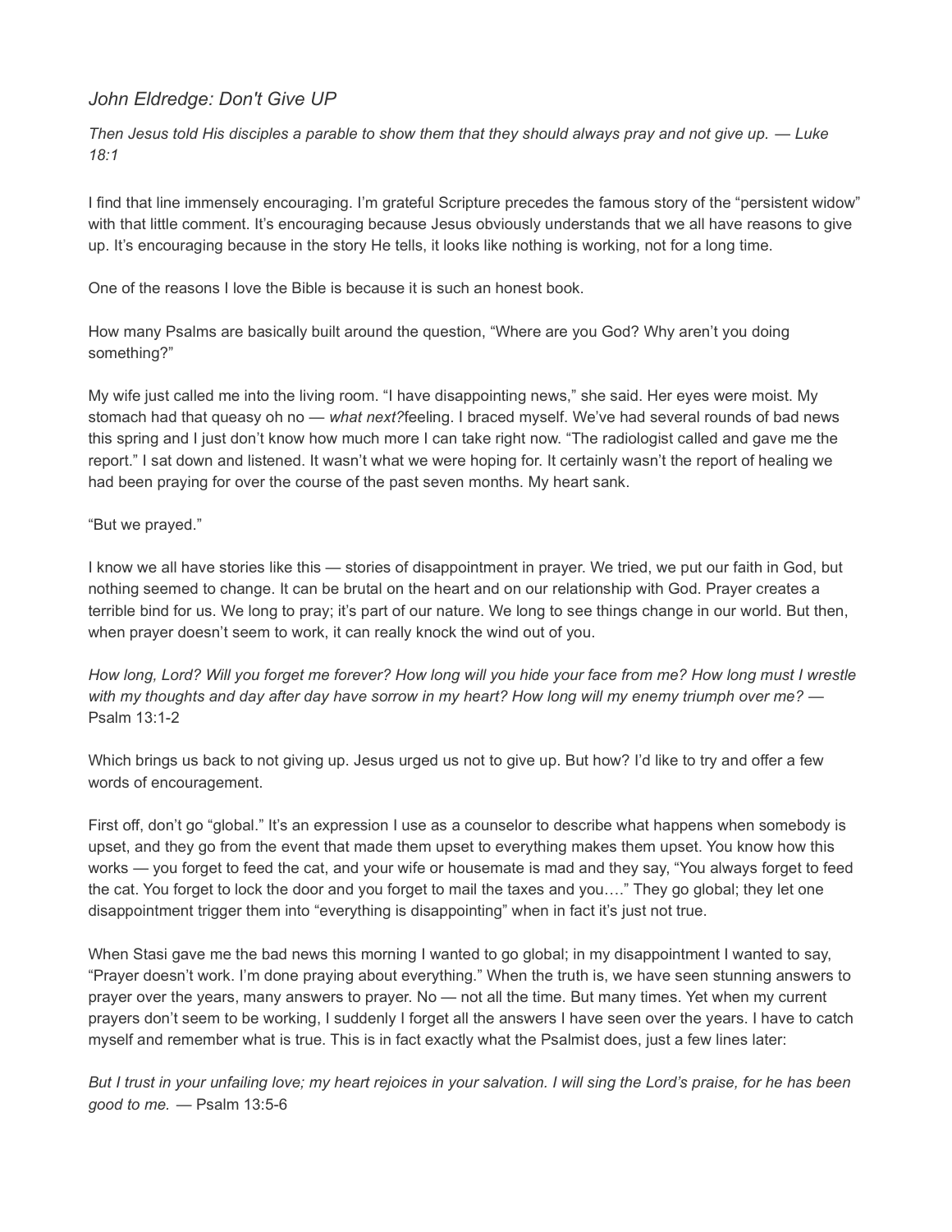# *John Eldredge: Don't Give UP*

*Then Jesus told His disciples a parable to show them that they should always pray and not give up. — Luke 18:1*

I find that line immensely encouraging. I'm grateful Scripture precedes the famous story of the "persistent widow" with that little comment. It's encouraging because Jesus obviously understands that we all have reasons to give up. It's encouraging because in the story He tells, it looks like nothing is working, not for a long time.

One of the reasons I love the Bible is because it is such an honest book.

How many Psalms are basically built around the question, "Where are you God? Why aren't you doing something?"

My wife just called me into the living room. "I have disappointing news," she said. Her eyes were moist. My stomach had that queasy oh no — *what next?*feeling. I braced myself. We've had several rounds of bad news this spring and I just don't know how much more I can take right now. "The radiologist called and gave me the report." I sat down and listened. It wasn't what we were hoping for. It certainly wasn't the report of healing we had been praying for over the course of the past seven months. My heart sank.

"But we prayed."

I know we all have stories like this — stories of disappointment in prayer. We tried, we put our faith in God, but nothing seemed to change. It can be brutal on the heart and on our relationship with God. Prayer creates a terrible bind for us. We long to pray; it's part of our nature. We long to see things change in our world. But then, when prayer doesn't seem to work, it can really knock the wind out of you.

*How long, Lord? Will you forget me forever? How long will you hide your face from me? How long must I wrestle with my thoughts and day after day have sorrow in my heart? How long will my enemy triumph over me?* — Psalm 13:1-2

Which brings us back to not giving up. Jesus urged us not to give up. But how? I'd like to try and offer a few words of encouragement.

First off, don't go "global." It's an expression I use as a counselor to describe what happens when somebody is upset, and they go from the event that made them upset to everything makes them upset. You know how this works — you forget to feed the cat, and your wife or housemate is mad and they say, "You always forget to feed the cat. You forget to lock the door and you forget to mail the taxes and you…." They go global; they let one disappointment trigger them into "everything is disappointing" when in fact it's just not true.

When Stasi gave me the bad news this morning I wanted to go global; in my disappointment I wanted to say, "Prayer doesn't work. I'm done praying about everything." When the truth is, we have seen stunning answers to prayer over the years, many answers to prayer. No — not all the time. But many times. Yet when my current prayers don't seem to be working, I suddenly I forget all the answers I have seen over the years. I have to catch myself and remember what is true. This is in fact exactly what the Psalmist does, just a few lines later:

*But I trust in your unfailing love; my heart rejoices in your salvation. I will sing the Lord's praise, for he has been good to me.* — Psalm 13:5-6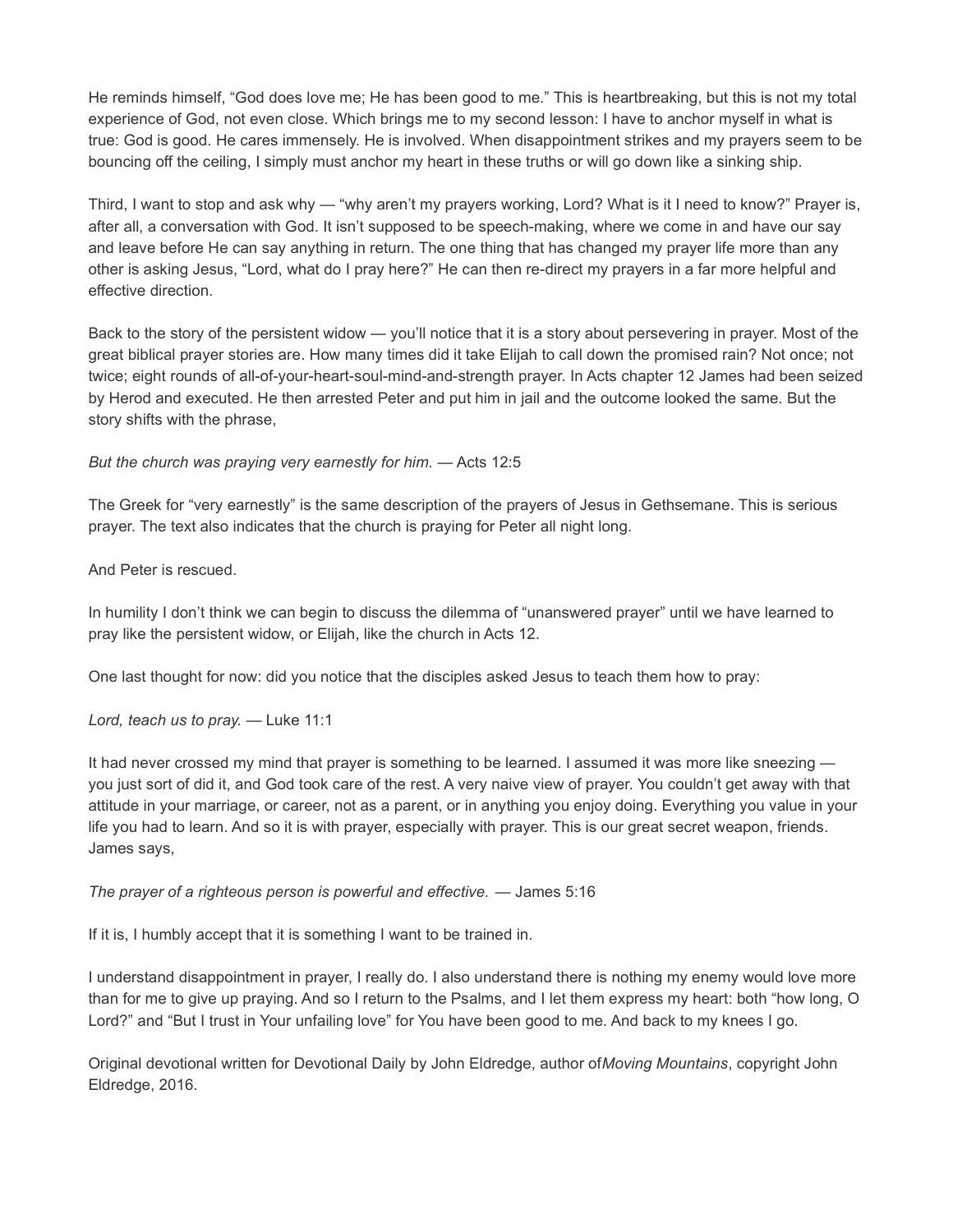He reminds himself, “God does love me; He has been good to me.” This is heartbreaking, but this is not my total experience of God, not even close. Which brings me to my second lesson: I have to anchor myself in what is true: God is good. He cares immensely. He is involved. When disappointment strikes and my prayers seem to be bouncing off the ceiling, I simply must anchor my heart in these truths or will go down like a sinking ship.

Third, I want to stop and ask why — “why aren’t my prayers working, Lord? What is it I need to know?” Prayer is, after all, a conversation with God. It isn’t supposed to be speech-making, where we come in and have our say and leave before He can say anything in return. The one thing that has changed my prayer life more than any other is asking Jesus, “Lord, what do I pray here?” He can then re-direct my prayers in a far more helpful and effective direction.

Back to the story of the persistent widow — you’ll notice that it is a story about persevering in prayer. Most of the great biblical prayer stories are. How many times did it take Elijah to call down the promised rain? Not once; not twice; eight rounds of all-of-your-heart-soul-mind-and-strength prayer. In Acts chapter 12 James had been seized by Herod and executed. He then arrested Peter and put him in jail and the outcome looked the same. But the story shifts with the phrase,

*But the church was praying very earnestly for him.* — Acts 12:5

The Greek for “very earnestly” is the same description of the prayers of Jesus in Gethsemane. This is serious prayer. The text also indicates that the church is praying for Peter all night long.

And Peter is rescued.

In humility I don’t think we can begin to discuss the dilemma of “unanswered prayer” until we have learned to pray like the persistent widow, or Elijah, like the church in Acts 12.

One last thought for now: did you notice that the disciples asked Jesus to teach them how to pray:

*Lord, teach us to pray.* — Luke 11:1

It had never crossed my mind that prayer is something to be learned. I assumed it was more like sneezing — you just sort of did it, and God took care of the rest. A very naive view of prayer. You couldn’t get away with that attitude in your marriage, or career, not as a parent, or in anything you enjoy doing. Everything you value in your life you had to learn. And so it is with prayer, especially with prayer. This is our great secret weapon, friends. James says,

*The prayer of a righteous person is powerful and effective.* — James 5:16

If it is, I humbly accept that it is something I want to be trained in.

I understand disappointment in prayer, I really do. I also understand there is nothing my enemy would love more than for me to give up praying. And so I return to the Psalms, and I let them express my heart: both “how long, O Lord?” and “But I trust in Your unfailing love” for You have been good to me. And back to my knees I go.

Original devotional written for Devotional Daily by John Eldredge, author of*Moving Mountains*, copyright John Eldredge, 2016.